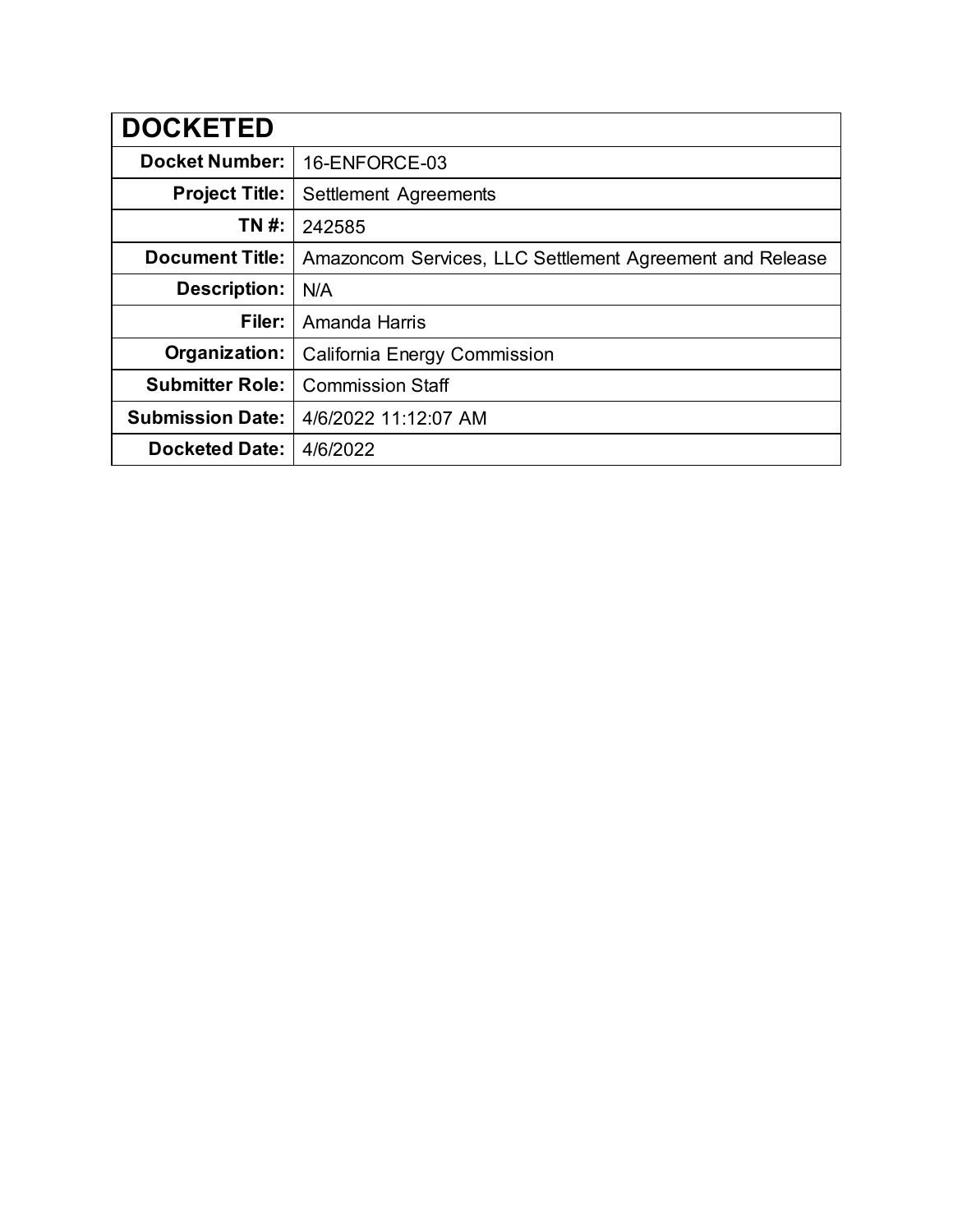| DOCKETED | |
|---|---|
| **Docket Number:** | 16-ENFORCE-03 |
| **Project Title:** | Settlement Agreements |
| **TN #:** | 242585 |
| **Document Title:** | Amazoncom Services, LLC Settlement Agreement and Release |
| **Description:** | N/A |
| **Filer:** | Amanda Harris |
| **Organization:** | California Energy Commission |
| **Submitter Role:** | Commission Staff |
| **Submission Date:** | 4/6/2022 11:12:07 AM |
| **Docketed Date:** | 4/6/2022 |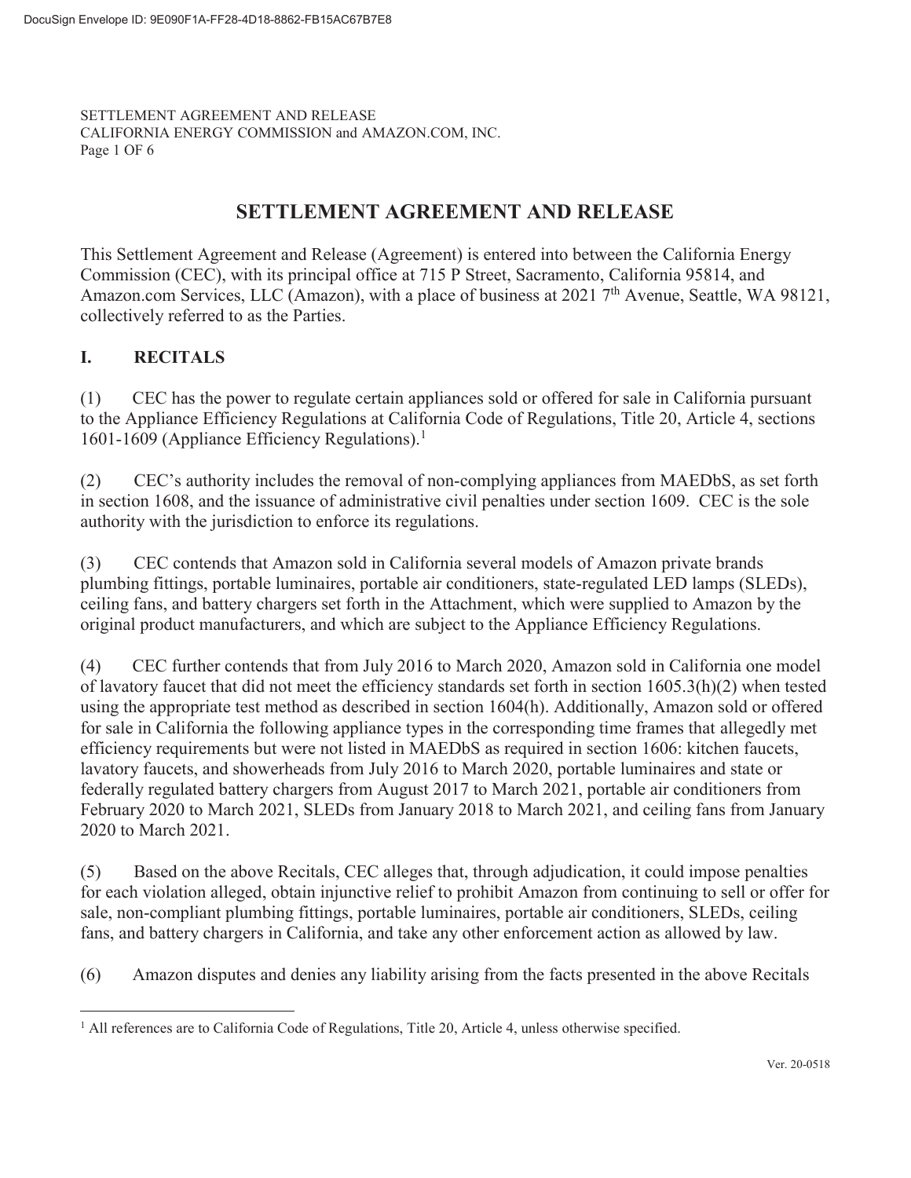# SETTLEMENT AGREEMENT AND RELEASE

This Settlement Agreement and Release (Agreement) is entered into between the California Energy Commission (CEC), with its principal office at 715 P Street, Sacramento, California 95814, and Amazon.com Services, LLC (Amazon), with a place of business at 2021 7th Avenue, Seattle, WA 98121, collectively referred to as the Parties.

## I. RECITALS

(1) CEC has the power to regulate certain appliances sold or offered for sale in California pursuant to the Appliance Efficiency Regulations at California Code of Regulations, Title 20, Article 4, sections 1601-1609 (Appliance Efficiency Regulations).[1]

(2) CEC's authority includes the removal of non-complying appliances from MAEDbS, as set forth in section 1608, and the issuance of administrative civil penalties under section 1609. CEC is the sole authority with the jurisdiction to enforce its regulations.

(3) CEC contends that Amazon sold in California several models of Amazon private brands plumbing fittings, portable luminaires, portable air conditioners, state-regulated LED lamps (SLEDs), ceiling fans, and battery chargers set forth in the Attachment, which were supplied to Amazon by the original product manufacturers, and which are subject to the Appliance Efficiency Regulations.

(4) CEC further contends that from July 2016 to March 2020, Amazon sold in California one model of lavatory faucet that did not meet the efficiency standards set forth in section 1605.3(h)(2) when tested using the appropriate test method as described in section 1604(h). Additionally, Amazon sold or offered for sale in California the following appliance types in the corresponding time frames that allegedly met efficiency requirements but were not listed in MAEDbS as required in section 1606: kitchen faucets, lavatory faucets, and showerheads from July 2016 to March 2020, portable luminaires and state or federally regulated battery chargers from August 2017 to March 2021, portable air conditioners from February 2020 to March 2021, SLEDs from January 2018 to March 2021, and ceiling fans from January 2020 to March 2021.

(5) Based on the above Recitals, CEC alleges that, through adjudication, it could impose penalties for each violation alleged, obtain injunctive relief to prohibit Amazon from continuing to sell or offer for sale, non-compliant plumbing fittings, portable luminaires, portable air conditioners, SLEDs, ceiling fans, and battery chargers in California, and take any other enforcement action as allowed by law.

(6) Amazon disputes and denies any liability arising from the facts presented in the above Recitals

[1] All references are to California Code of Regulations, Title 20, Article 4, unless otherwise specified.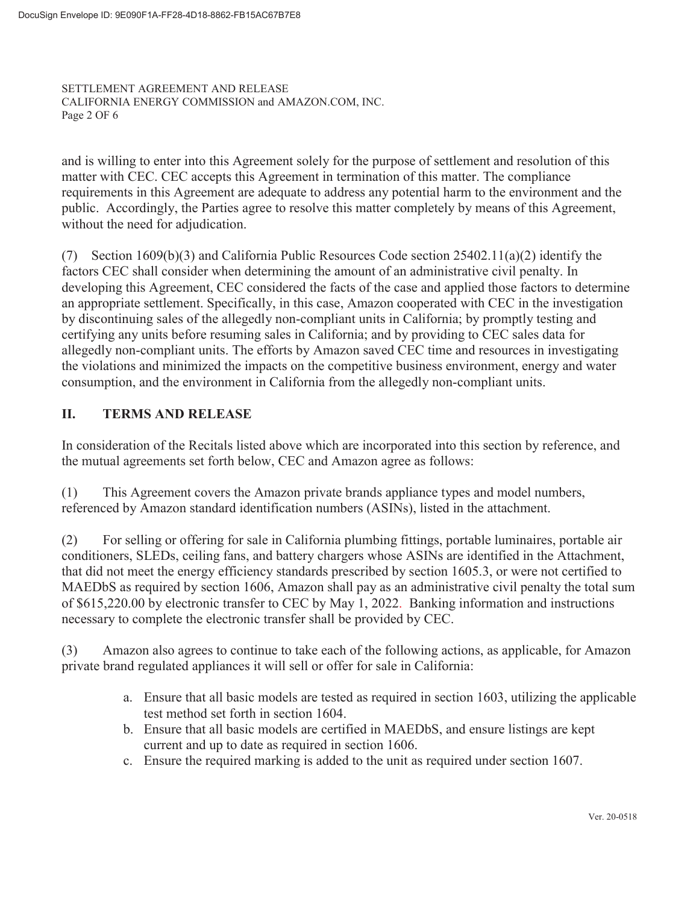and is willing to enter into this Agreement solely for the purpose of settlement and resolution of this matter with CEC. CEC accepts this Agreement in termination of this matter. The compliance requirements in this Agreement are adequate to address any potential harm to the environment and the public. Accordingly, the Parties agree to resolve this matter completely by means of this Agreement, without the need for adjudication.

(7) Section 1609(b)(3) and California Public Resources Code section 25402.11(a)(2) identify the factors CEC shall consider when determining the amount of an administrative civil penalty. In developing this Agreement, CEC considered the facts of the case and applied those factors to determine an appropriate settlement. Specifically, in this case, Amazon cooperated with CEC in the investigation by discontinuing sales of the allegedly non-compliant units in California; by promptly testing and certifying any units before resuming sales in California; and by providing to CEC sales data for allegedly non-compliant units. The efforts by Amazon saved CEC time and resources in investigating the violations and minimized the impacts on the competitive business environment, energy and water consumption, and the environment in California from the allegedly non-compliant units.

## II. TERMS AND RELEASE

In consideration of the Recitals listed above which are incorporated into this section by reference, and the mutual agreements set forth below, CEC and Amazon agree as follows:

(1) This Agreement covers the Amazon private brands appliance types and model numbers, referenced by Amazon standard identification numbers (ASINs), listed in the attachment.

(2) For selling or offering for sale in California plumbing fittings, portable luminaires, portable air conditioners, SLEDs, ceiling fans, and battery chargers whose ASINs are identified in the Attachment, that did not meet the energy efficiency standards prescribed by section 1605.3, or were not certified to MAEDbS as required by section 1606, Amazon shall pay as an administrative civil penalty the total sum of $615,220.00 by electronic transfer to CEC by May 1, 2022. Banking information and instructions necessary to complete the electronic transfer shall be provided by CEC.

(3) Amazon also agrees to continue to take each of the following actions, as applicable, for Amazon private brand regulated appliances it will sell or offer for sale in California:

a. Ensure that all basic models are tested as required in section 1603, utilizing the applicable test method set forth in section 1604.
b. Ensure that all basic models are certified in MAEDbS, and ensure listings are kept current and up to date as required in section 1606.
c. Ensure the required marking is added to the unit as required under section 1607.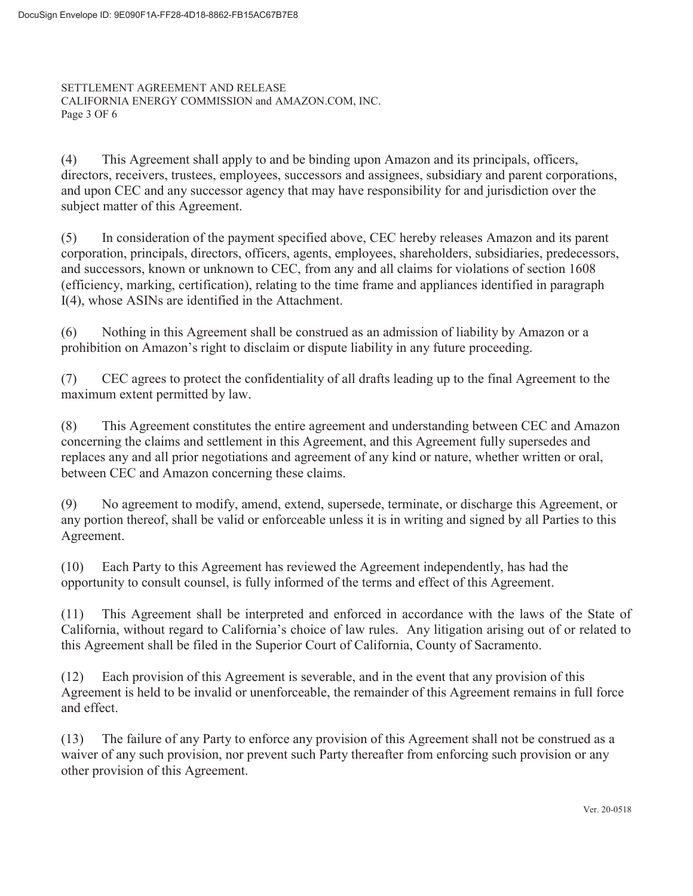(4) This Agreement shall apply to and be binding upon Amazon and its principals, officers, directors, receivers, trustees, employees, successors and assignees, subsidiary and parent corporations, and upon CEC and any successor agency that may have responsibility for and jurisdiction over the subject matter of this Agreement.

(5) In consideration of the payment specified above, CEC hereby releases Amazon and its parent corporation, principals, directors, officers, agents, employees, shareholders, subsidiaries, predecessors, and successors, known or unknown to CEC, from any and all claims for violations of section 1608 (efficiency, marking, certification), relating to the time frame and appliances identified in paragraph I(4), whose ASINs are identified in the Attachment.

(6) Nothing in this Agreement shall be construed as an admission of liability by Amazon or a prohibition on Amazon's right to disclaim or dispute liability in any future proceeding.

(7) CEC agrees to protect the confidentiality of all drafts leading up to the final Agreement to the maximum extent permitted by law.

(8) This Agreement constitutes the entire agreement and understanding between CEC and Amazon concerning the claims and settlement in this Agreement, and this Agreement fully supersedes and replaces any and all prior negotiations and agreement of any kind or nature, whether written or oral, between CEC and Amazon concerning these claims.

(9) No agreement to modify, amend, extend, supersede, terminate, or discharge this Agreement, or any portion thereof, shall be valid or enforceable unless it is in writing and signed by all Parties to this Agreement.

(10) Each Party to this Agreement has reviewed the Agreement independently, has had the opportunity to consult counsel, is fully informed of the terms and effect of this Agreement.

(11) This Agreement shall be interpreted and enforced in accordance with the laws of the State of California, without regard to California's choice of law rules. Any litigation arising out of or related to this Agreement shall be filed in the Superior Court of California, County of Sacramento.

(12) Each provision of this Agreement is severable, and in the event that any provision of this Agreement is held to be invalid or unenforceable, the remainder of this Agreement remains in full force and effect.

(13) The failure of any Party to enforce any provision of this Agreement shall not be construed as a waiver of any such provision, nor prevent such Party thereafter from enforcing such provision or any other provision of this Agreement.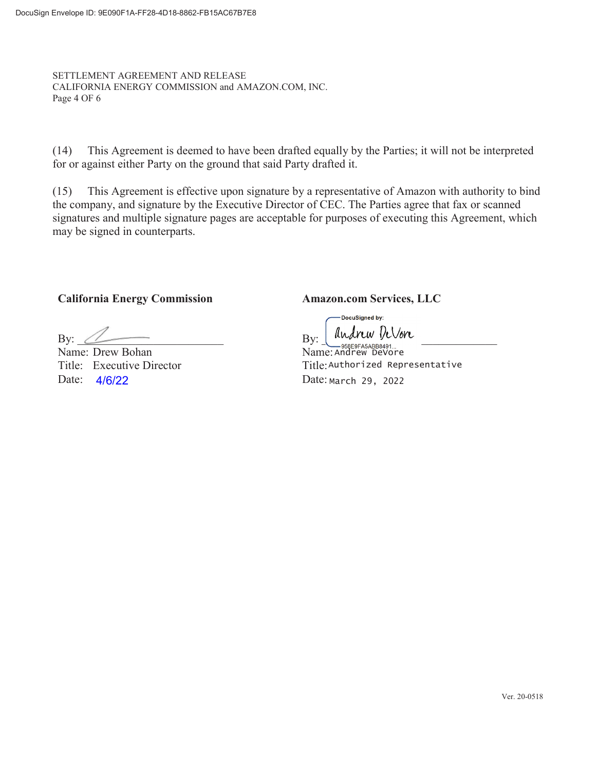(14) This Agreement is deemed to have been drafted equally by the Parties; it will not be interpreted for or against either Party on the ground that said Party drafted it.

(15) This Agreement is effective upon signature by a representative of Amazon with authority to bind the company, and signature by the Executive Director of CEC. The Parties agree that fax or scanned signatures and multiple signature pages are acceptable for purposes of executing this Agreement, which may be signed in counterparts.

**California Energy Commission**

By: ________________________

Name: Drew Bohan

Title: Executive Director

Date: 4/6/22

**Amazon.com Services, LLC**

By: DocuSigned by: Andrew DeVore 958E9FA5ABB8491...

Name: Andrew DeVore

Title: Authorized Representative

Date: March 29, 2022

Ver. 20-0518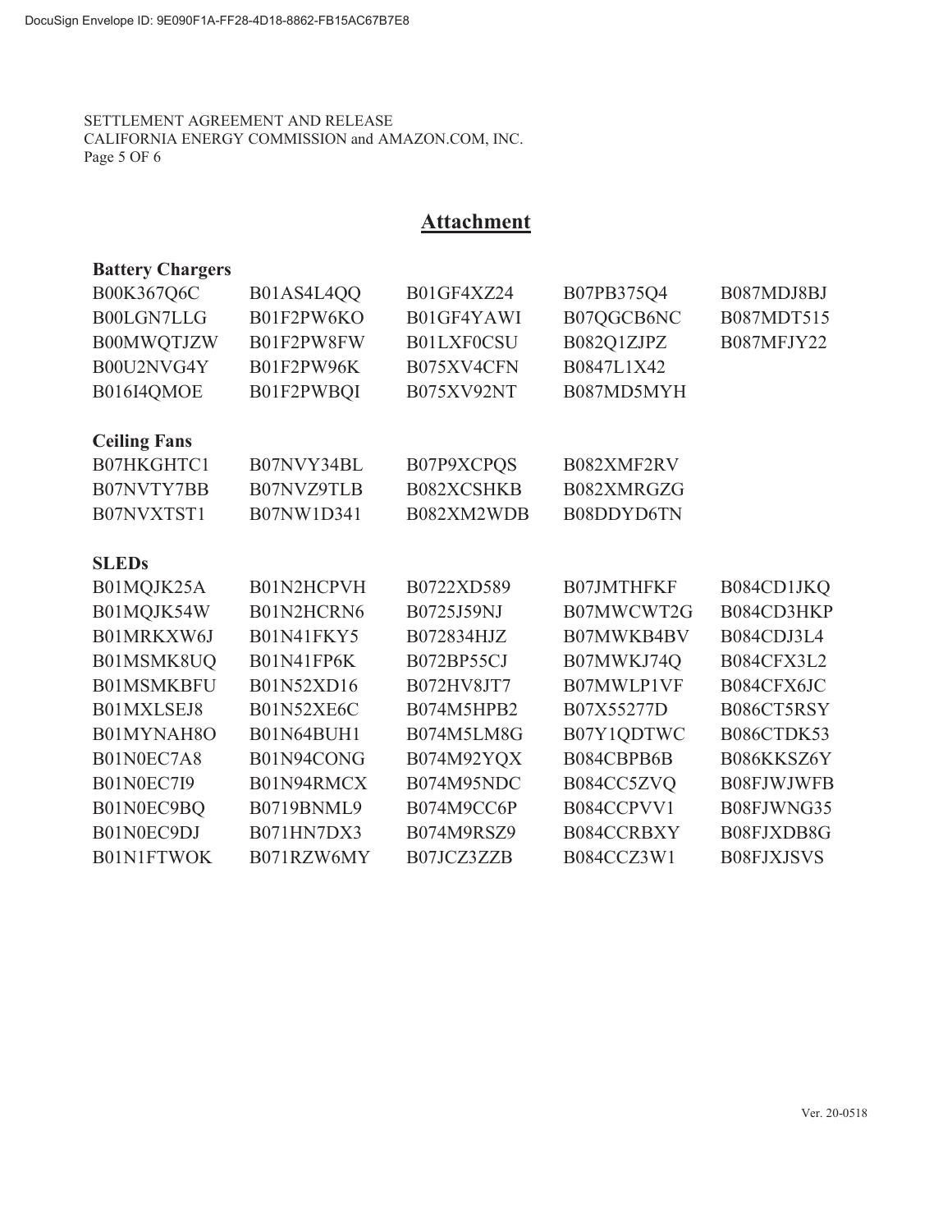## Attachment

**Battery Chargers**

| | | | | |
|---|---|---|---|---|
| B00K367Q6C | B01AS4L4QQ | B01GF4XZ24 | B07PB375Q4 | B087MDJ8BJ |
| B00LGN7LLG | B01F2PW6KO | B01GF4YAWI | B07QGCB6NC | B087MDT515 |
| B00MWQTJZW | B01F2PW8FW | B01LXF0CSU | B082Q1ZJPZ | B087MFJY22 |
| B00U2NVG4Y | B01F2PW96K | B075XV4CFN | B0847L1X42 | |
| B016I4QMOE | B01F2PWBQI | B075XV92NT | B087MD5MYH | |

**Ceiling Fans**

| | | | |
|---|---|---|---|
| B07HKGHTC1 | B07NVY34BL | B07P9XCPQS | B082XMF2RV |
| B07NVTY7BB | B07NVZ9TLB | B082XCSHKB | B082XMRGZG |
| B07NVXTST1 | B07NW1D341 | B082XM2WDB | B08DDYD6TN |

**SLEDs**

| | | | | |
|---|---|---|---|---|
| B01MQJK25A | B01N2HCPVH | B0722XD589 | B07JMTHFKF | B084CD1JKQ |
| B01MQJK54W | B01N2HCRN6 | B0725J59NJ | B07MWCWT2G | B084CD3HKP |
| B01MRKXW6J | B01N41FKY5 | B072834HJZ | B07MWKB4BV | B084CDJ3L4 |
| B01MSMK8UQ | B01N41FP6K | B072BP55CJ | B07MWKJ74Q | B084CFX3L2 |
| B01MSMKBFU | B01N52XD16 | B072HV8JT7 | B07MWLP1VF | B084CFX6JC |
| B01MXLSEJ8 | B01N52XE6C | B074M5HPB2 | B07X55277D | B086CT5RSY |
| B01MYNAH8O | B01N64BUH1 | B074M5LM8G | B07Y1QDTWC | B086CTDK53 |
| B01N0EC7A8 | B01N94CONG | B074M92YQX | B084CBPB6B | B086KKSZ6Y |
| B01N0EC7I9 | B01N94RMCX | B074M95NDC | B084CC5ZVQ | B08FJWJWFB |
| B01N0EC9BQ | B0719BNML9 | B074M9CC6P | B084CCPVV1 | B08FJWNG35 |
| B01N0EC9DJ | B071HN7DX3 | B074M9RSZ9 | B084CCRBXY | B08FJXDB8G |
| B01N1FTWOK | B071RZW6MY | B07JCZ3ZZB | B084CCZ3W1 | B08FJXJSVS |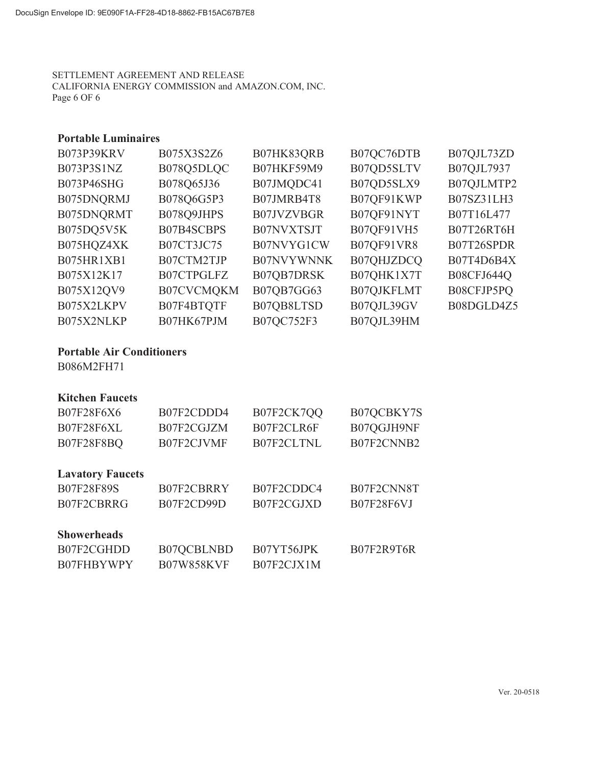**Portable Luminaires**

| | | | | |
|---|---|---|---|---|
| B073P39KRV | B075X3S2Z6 | B07HK83QRB | B07QC76DTB | B07QJL73ZD |
| B073P3S1NZ | B078Q5DLQC | B07HKF59M9 | B07QD5SLTV | B07QJL7937 |
| B073P46SHG | B078Q65J36 | B07JMQDC41 | B07QD5SLX9 | B07QJLMTP2 |
| B075DNQRMJ | B078Q6G5P3 | B07JMRB4T8 | B07QF91KWP | B07SZ31LH3 |
| B075DNQRMT | B078Q9JHPS | B07JVZVBGR | B07QF91NYT | B07T16L477 |
| B075DQ5V5K | B07B4SCBPS | B07NVXTSJT | B07QF91VH5 | B07T26RT6H |
| B075HQZ4XK | B07CT3JC75 | B07NVYG1CW | B07QF91VR8 | B07T26SPDR |
| B075HR1XB1 | B07CTM2TJP | B07NVYWNNK | B07QHJZDCQ | B07T4D6B4X |
| B075X12K17 | B07CTPGLFZ | B07QB7DRSK | B07QHK1X7T | B08CFJ644Q |
| B075X12QV9 | B07CVCMQKM | B07QB7GG63 | B07QJKFLMT | B08CFJP5PQ |
| B075X2LKPV | B07F4BTQTF | B07QB8LTSD | B07QJL39GV | B08DGLD4Z5 |
| B075X2NLKP | B07HK67PJM | B07QC752F3 | B07QJL39HM | |

**Portable Air Conditioners**

B086M2FH71

**Kitchen Faucets**

| | | | |
|---|---|---|---|
| B07F28F6X6 | B07F2CDDD4 | B07F2CK7QQ | B07QCBKY7S |
| B07F28F6XL | B07F2CGJZM | B07F2CLR6F | B07QGJH9NF |
| B07F28F8BQ | B07F2CJVMF | B07F2CLTNL | B07F2CNNB2 |

**Lavatory Faucets**

| | | | |
|---|---|---|---|
| B07F28F89S | B07F2CBRRY | B07F2CDDC4 | B07F2CNN8T |
| B07F2CBRRG | B07F2CD99D | B07F2CGJXD | B07F28F6VJ |

**Showerheads**

| | | | |
|---|---|---|---|
| B07F2CGHDD | B07QCBLNBD | B07YT56JPK | B07F2R9T6R |
| B07FHBYWPY | B07W858KVF | B07F2CJX1M | |